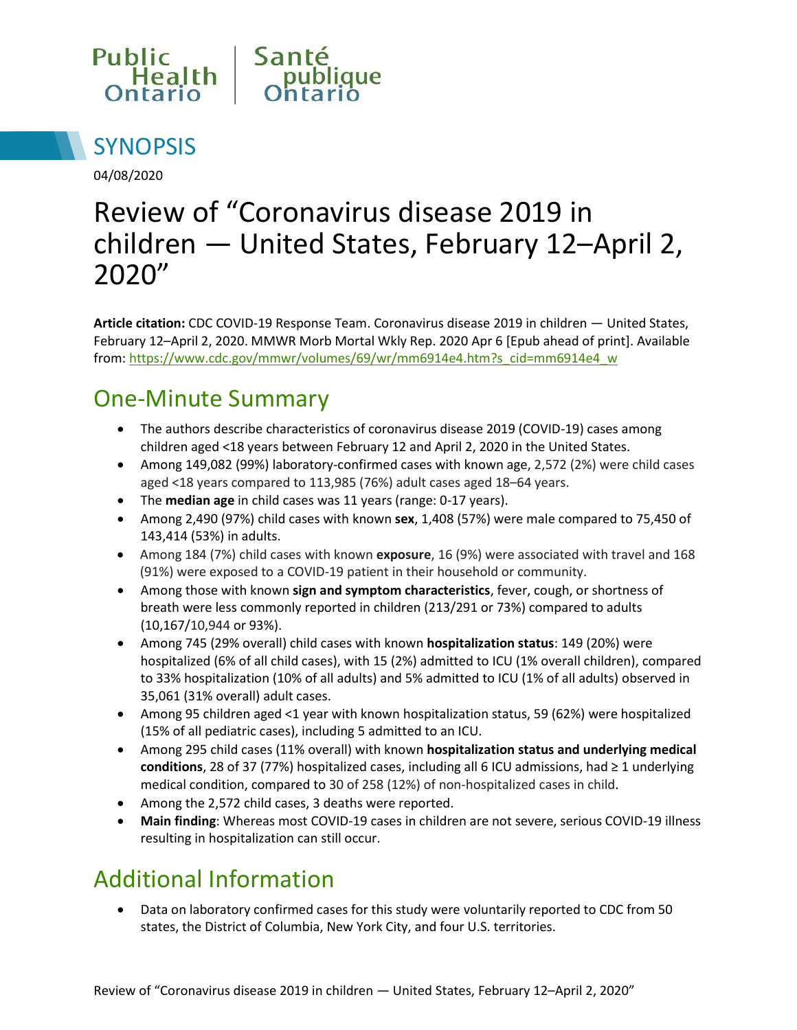Public Health Ontario | Santé publique Ontario

# SYNOPSIS

04/08/2020

# Review of "Coronavirus disease 2019 in children — United States, February 12–April 2, 2020"

**Article citation:** CDC COVID-19 Response Team. Coronavirus disease 2019 in children — United States, February 12–April 2, 2020. MMWR Morb Mortal Wkly Rep. 2020 Apr 6 [Epub ahead of print]. Available from: https://www.cdc.gov/mmwr/volumes/69/wr/mm6914e4.htm?s_cid=mm6914e4_w

## One-Minute Summary

- The authors describe characteristics of coronavirus disease 2019 (COVID-19) cases among children aged <18 years between February 12 and April 2, 2020 in the United States.
- Among 149,082 (99%) laboratory-confirmed cases with known age, 2,572 (2%) were child cases aged <18 years compared to 113,985 (76%) adult cases aged 18–64 years.
- The **median age** in child cases was 11 years (range: 0-17 years).
- Among 2,490 (97%) child cases with known **sex**, 1,408 (57%) were male compared to 75,450 of 143,414 (53%) in adults.
- Among 184 (7%) child cases with known **exposure**, 16 (9%) were associated with travel and 168 (91%) were exposed to a COVID-19 patient in their household or community.
- Among those with known **sign and symptom characteristics**, fever, cough, or shortness of breath were less commonly reported in children (213/291 or 73%) compared to adults (10,167/10,944 or 93%).
- Among 745 (29% overall) child cases with known **hospitalization status**: 149 (20%) were hospitalized (6% of all child cases), with 15 (2%) admitted to ICU (1% overall children), compared to 33% hospitalization (10% of all adults) and 5% admitted to ICU (1% of all adults) observed in 35,061 (31% overall) adult cases.
- Among 95 children aged <1 year with known hospitalization status, 59 (62%) were hospitalized (15% of all pediatric cases), including 5 admitted to an ICU.
- Among 295 child cases (11% overall) with known **hospitalization status and underlying medical conditions**, 28 of 37 (77%) hospitalized cases, including all 6 ICU admissions, had ≥ 1 underlying medical condition, compared to 30 of 258 (12%) of non-hospitalized cases in child.
- Among the 2,572 child cases, 3 deaths were reported.
- **Main finding**: Whereas most COVID-19 cases in children are not severe, serious COVID-19 illness resulting in hospitalization can still occur.

## Additional Information

- Data on laboratory confirmed cases for this study were voluntarily reported to CDC from 50 states, the District of Columbia, New York City, and four U.S. territories.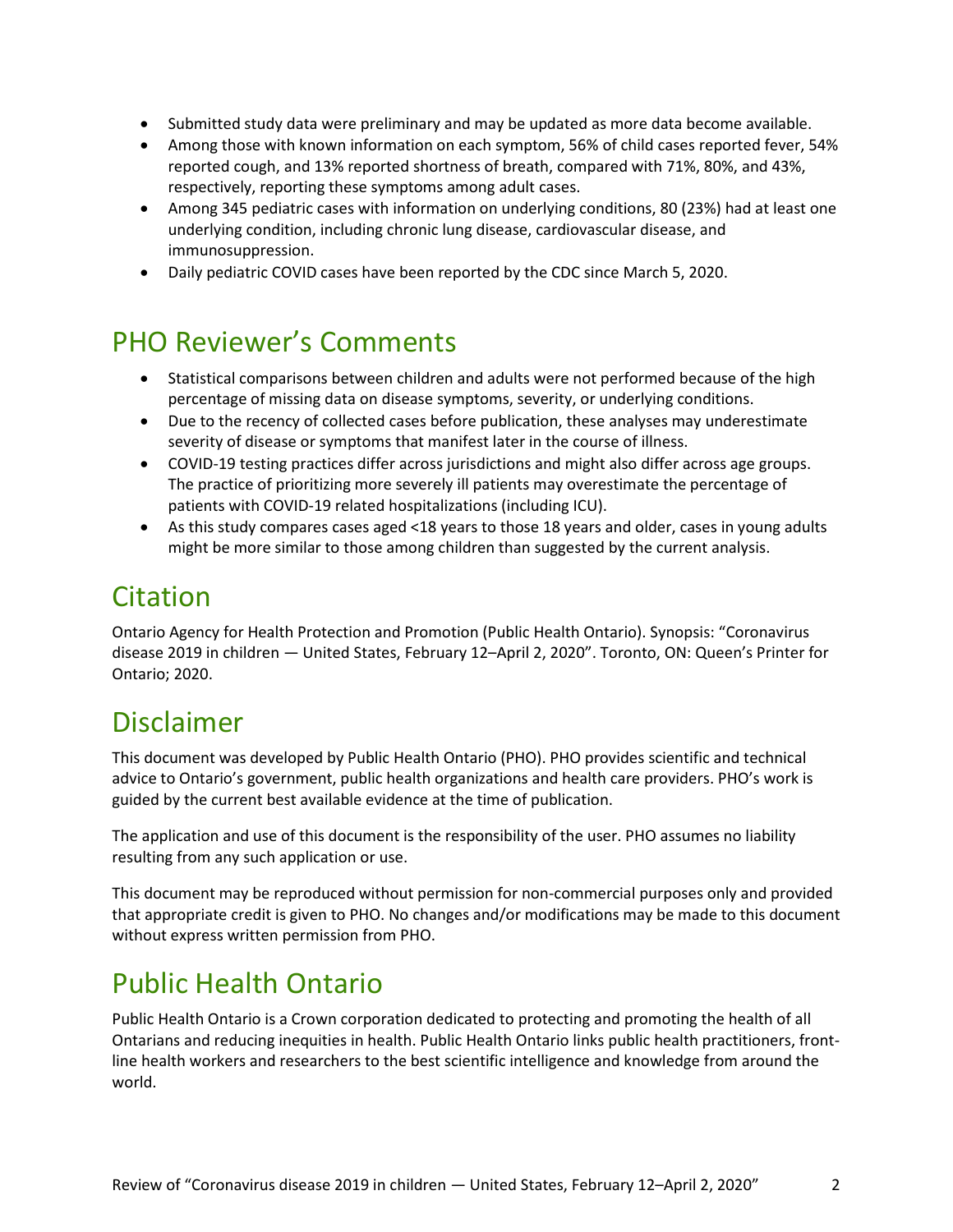- Submitted study data were preliminary and may be updated as more data become available.
- Among those with known information on each symptom, 56% of child cases reported fever, 54% reported cough, and 13% reported shortness of breath, compared with 71%, 80%, and 43%, respectively, reporting these symptoms among adult cases.
- Among 345 pediatric cases with information on underlying conditions, 80 (23%) had at least one underlying condition, including chronic lung disease, cardiovascular disease, and immunosuppression.
- Daily pediatric COVID cases have been reported by the CDC since March 5, 2020.

## PHO Reviewer's Comments

- Statistical comparisons between children and adults were not performed because of the high percentage of missing data on disease symptoms, severity, or underlying conditions.
- Due to the recency of collected cases before publication, these analyses may underestimate severity of disease or symptoms that manifest later in the course of illness.
- COVID-19 testing practices differ across jurisdictions and might also differ across age groups. The practice of prioritizing more severely ill patients may overestimate the percentage of patients with COVID-19 related hospitalizations (including ICU).
- As this study compares cases aged <18 years to those 18 years and older, cases in young adults might be more similar to those among children than suggested by the current analysis.

## Citation

Ontario Agency for Health Protection and Promotion (Public Health Ontario). Synopsis: "Coronavirus disease 2019 in children — United States, February 12–April 2, 2020". Toronto, ON: Queen's Printer for Ontario; 2020.

## Disclaimer

This document was developed by Public Health Ontario (PHO). PHO provides scientific and technical advice to Ontario's government, public health organizations and health care providers. PHO's work is guided by the current best available evidence at the time of publication.

The application and use of this document is the responsibility of the user. PHO assumes no liability resulting from any such application or use.

This document may be reproduced without permission for non-commercial purposes only and provided that appropriate credit is given to PHO. No changes and/or modifications may be made to this document without express written permission from PHO.

## Public Health Ontario

Public Health Ontario is a Crown corporation dedicated to protecting and promoting the health of all Ontarians and reducing inequities in health. Public Health Ontario links public health practitioners, front-line health workers and researchers to the best scientific intelligence and knowledge from around the world.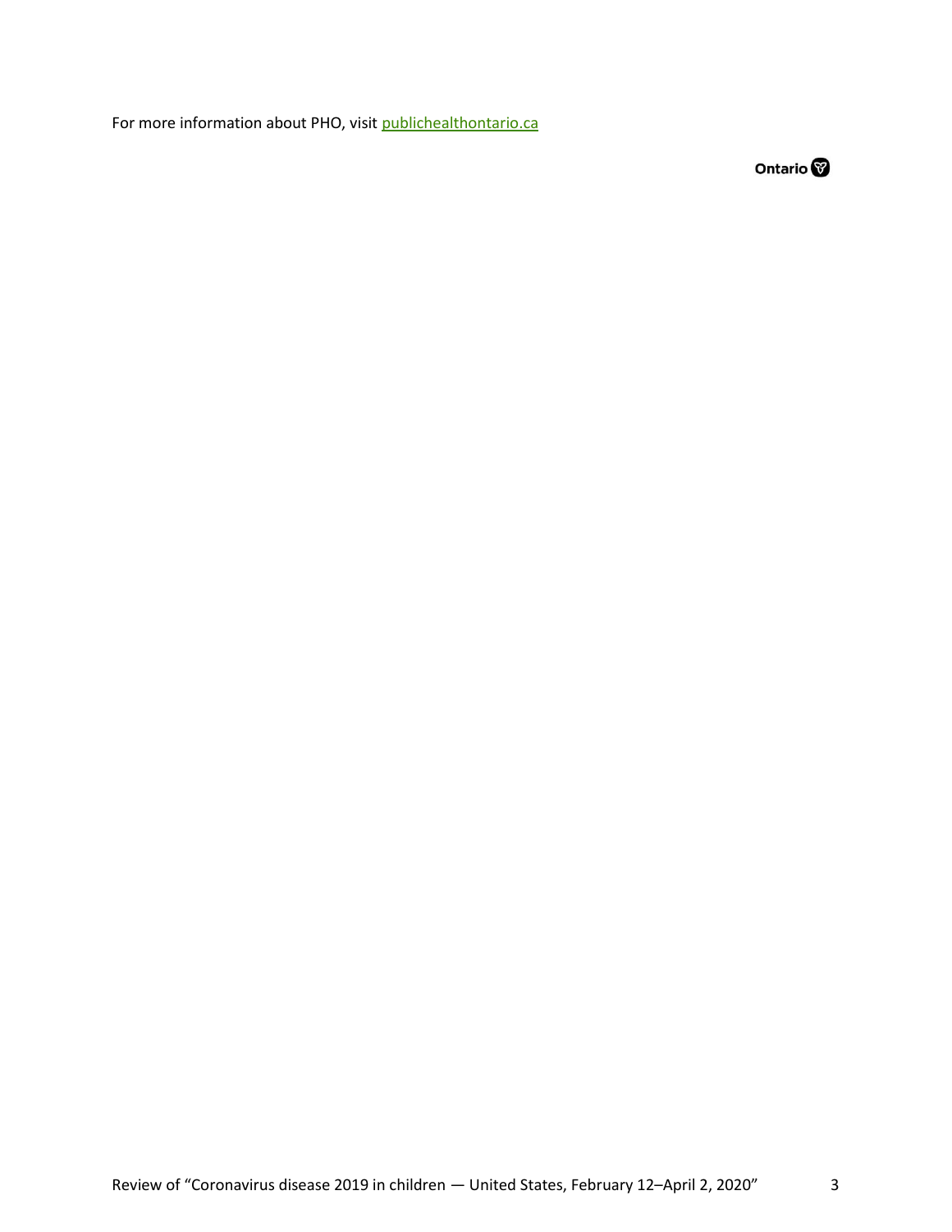For more information about PHO, visit [publichealthontario.ca](publichealthontario.ca)

Ontario